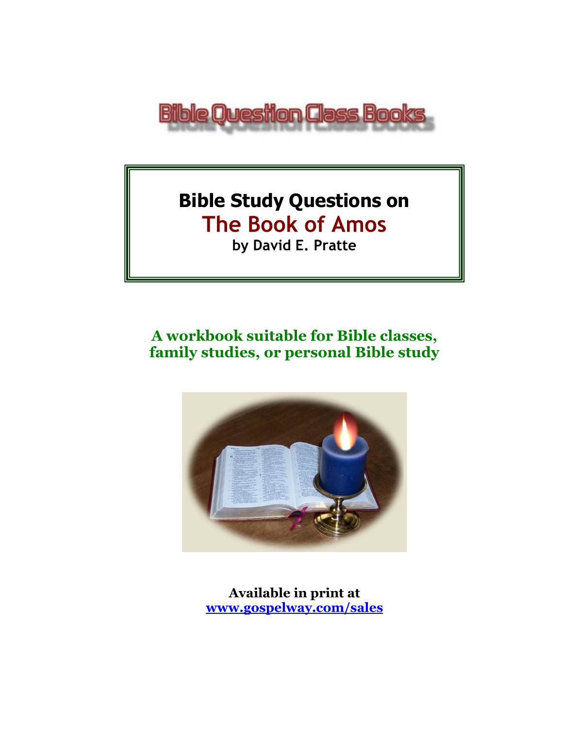Bible Question Class Books

# Bible Study Questions on
# The Book of Amos

**by David E. Pratte**

**A workbook suitable for Bible classes, family studies, or personal Bible study**

**Available in print at**
**[www.gospelway.com/sales](http://www.gospelway.com/sales)**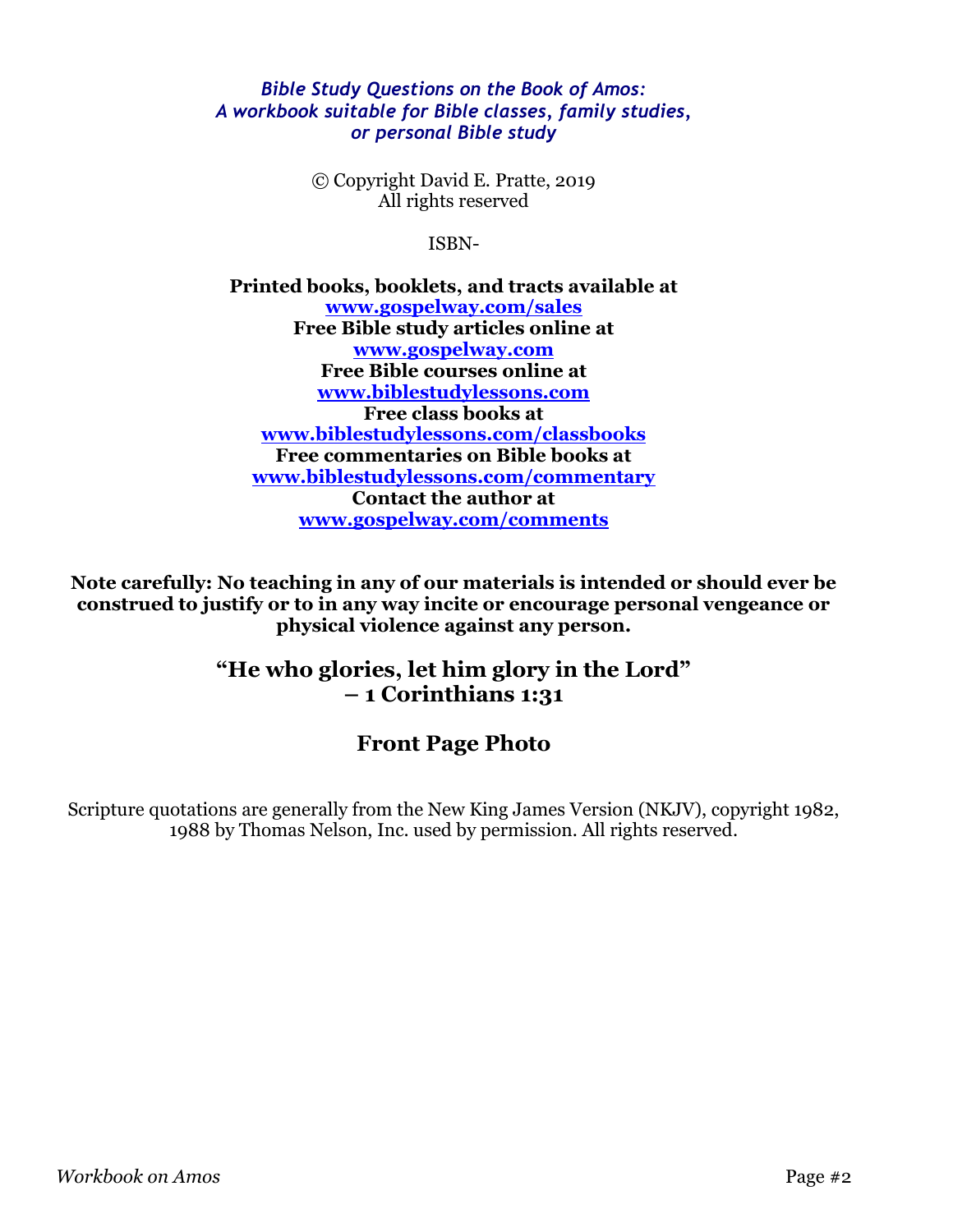*Bible Study Questions on the Book of Amos:*
*A workbook suitable for Bible classes, family studies, or personal Bible study*

© Copyright David E. Pratte, 2019
All rights reserved

ISBN-

**Printed books, booklets, and tracts available at**
**www.gospelway.com/sales**
**Free Bible study articles online at**
**www.gospelway.com**
**Free Bible courses online at**
**www.biblestudylessons.com**
**Free class books at**
**www.biblestudylessons.com/classbooks**
**Free commentaries on Bible books at**
**www.biblestudylessons.com/commentary**
**Contact the author at**
**www.gospelway.com/comments**

**Note carefully: No teaching in any of our materials is intended or should ever be construed to justify or to in any way incite or encourage personal vengeance or physical violence against any person.**

## "He who glories, let him glory in the Lord" – 1 Corinthians 1:31

## Front Page Photo

Scripture quotations are generally from the New King James Version (NKJV), copyright 1982, 1988 by Thomas Nelson, Inc. used by permission. All rights reserved.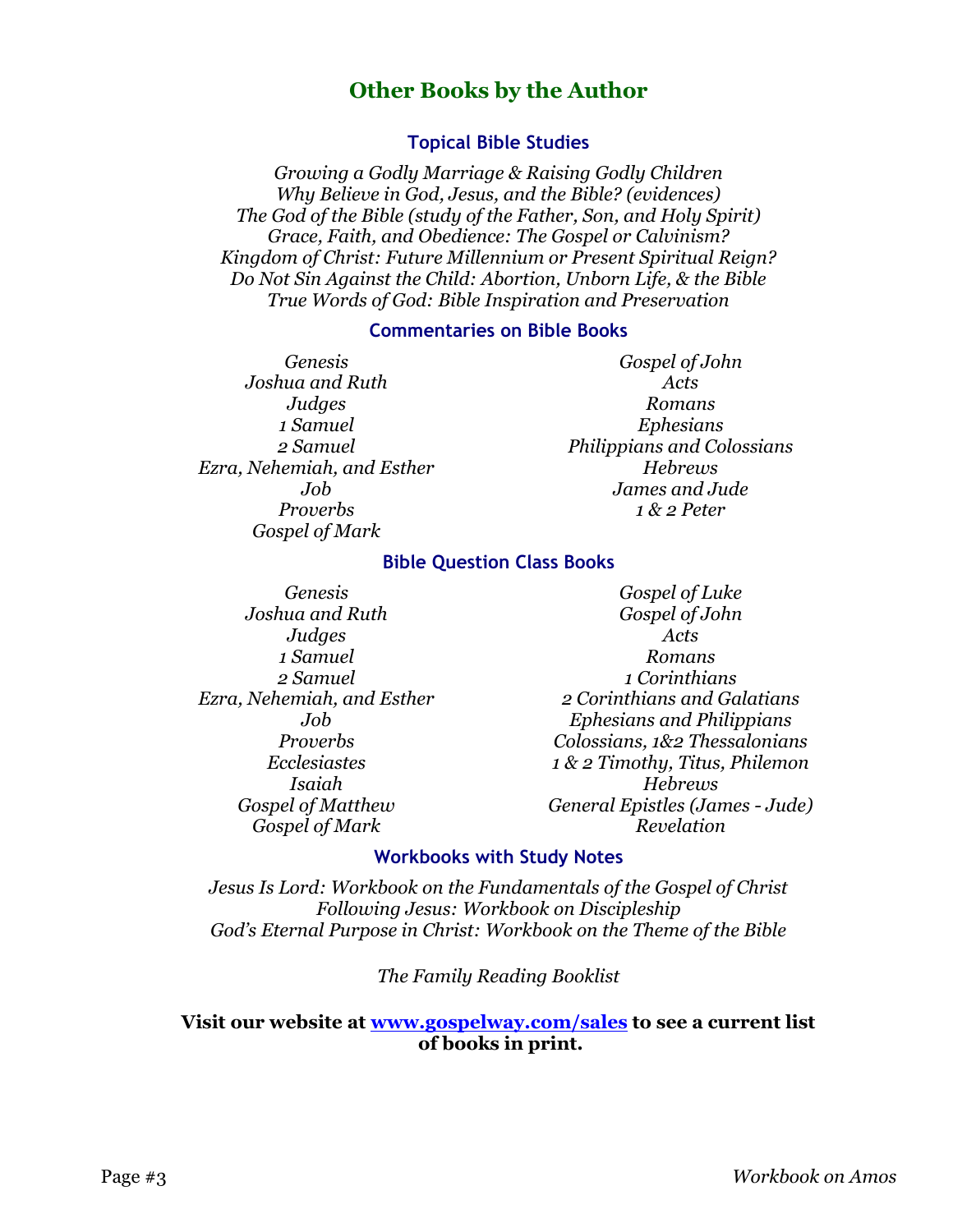## Other Books by the Author

### Topical Bible Studies

*Growing a Godly Marriage & Raising Godly Children*
*Why Believe in God, Jesus, and the Bible? (evidences)*
*The God of the Bible (study of the Father, Son, and Holy Spirit)*
*Grace, Faith, and Obedience: The Gospel or Calvinism?*
*Kingdom of Christ: Future Millennium or Present Spiritual Reign?*
*Do Not Sin Against the Child: Abortion, Unborn Life, & the Bible*
*True Words of God: Bible Inspiration and Preservation*

### Commentaries on Bible Books

*Genesis*
*Joshua and Ruth*
*Judges*
*1 Samuel*
*2 Samuel*
*Ezra, Nehemiah, and Esther*
*Job*
*Proverbs*
*Gospel of Mark*
*Gospel of John*
*Acts*
*Romans*
*Ephesians*
*Philippians and Colossians*
*Hebrews*
*James and Jude*
*1 & 2 Peter*

### Bible Question Class Books

*Genesis*
*Joshua and Ruth*
*Judges*
*1 Samuel*
*2 Samuel*
*Ezra, Nehemiah, and Esther*
*Job*
*Proverbs*
*Ecclesiastes*
*Isaiah*
*Gospel of Matthew*
*Gospel of Mark*
*Gospel of Luke*
*Gospel of John*
*Acts*
*Romans*
*1 Corinthians*
*2 Corinthians and Galatians*
*Ephesians and Philippians*
*Colossians, 1&2 Thessalonians*
*1 & 2 Timothy, Titus, Philemon*
*Hebrews*
*General Epistles (James - Jude)*
*Revelation*

### Workbooks with Study Notes

*Jesus Is Lord: Workbook on the Fundamentals of the Gospel of Christ*
*Following Jesus: Workbook on Discipleship*
*God's Eternal Purpose in Christ: Workbook on the Theme of the Bible*

*The Family Reading Booklist*

**Visit our website at [www.gospelway.com/sales](http://www.gospelway.com/sales) to see a current list of books in print.**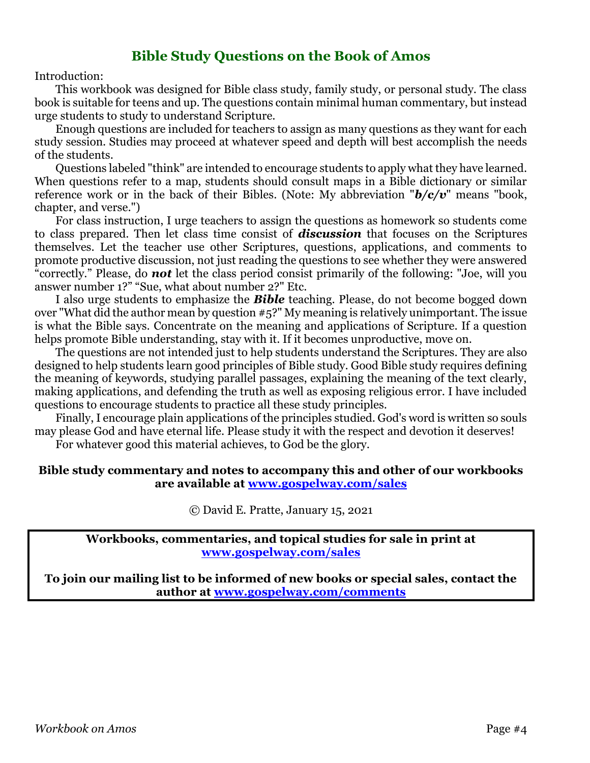# Bible Study Questions on the Book of Amos

Introduction:

This workbook was designed for Bible class study, family study, or personal study. The class book is suitable for teens and up. The questions contain minimal human commentary, but instead urge students to study to understand Scripture.

Enough questions are included for teachers to assign as many questions as they want for each study session. Studies may proceed at whatever speed and depth will best accomplish the needs of the students.

Questions labeled "think" are intended to encourage students to apply what they have learned. When questions refer to a map, students should consult maps in a Bible dictionary or similar reference work or in the back of their Bibles. (Note: My abbreviation "***b/c/v***" means "book, chapter, and verse.")

For class instruction, I urge teachers to assign the questions as homework so students come to class prepared. Then let class time consist of ***discussion*** that focuses on the Scriptures themselves. Let the teacher use other Scriptures, questions, applications, and comments to promote productive discussion, not just reading the questions to see whether they were answered "correctly." Please, do ***not*** let the class period consist primarily of the following: "Joe, will you answer number 1?" "Sue, what about number 2?" Etc.

I also urge students to emphasize the ***Bible*** teaching. Please, do not become bogged down over "What did the author mean by question #5?" My meaning is relatively unimportant. The issue is what the Bible says. Concentrate on the meaning and applications of Scripture. If a question helps promote Bible understanding, stay with it. If it becomes unproductive, move on.

The questions are not intended just to help students understand the Scriptures. They are also designed to help students learn good principles of Bible study. Good Bible study requires defining the meaning of keywords, studying parallel passages, explaining the meaning of the text clearly, making applications, and defending the truth as well as exposing religious error. I have included questions to encourage students to practice all these study principles.

Finally, I encourage plain applications of the principles studied. God's word is written so souls may please God and have eternal life. Please study it with the respect and devotion it deserves!

For whatever good this material achieves, to God be the glory.

**Bible study commentary and notes to accompany this and other of our workbooks are available at [www.gospelway.com/sales](www.gospelway.com/sales)**

© David E. Pratte, January 15, 2021

**Workbooks, commentaries, and topical studies for sale in print at [www.gospelway.com/sales](www.gospelway.com/sales)**

**To join our mailing list to be informed of new books or special sales, contact the author at [www.gospelway.com/comments](www.gospelway.com/comments)**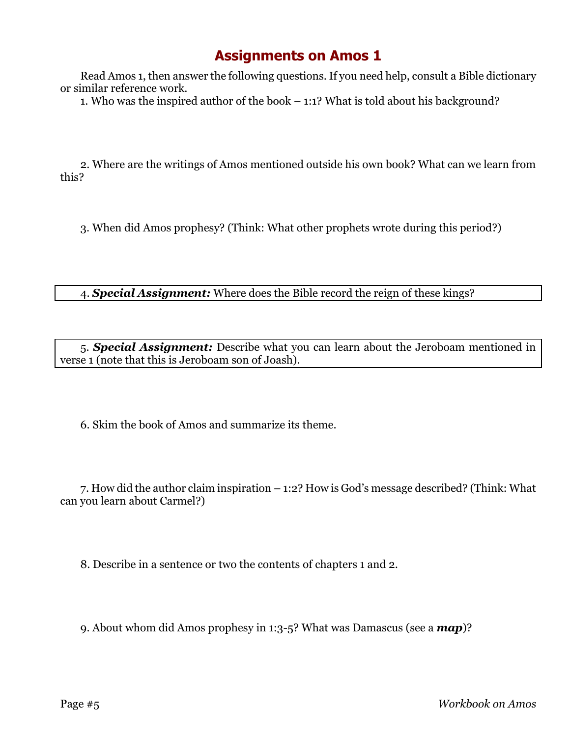# Assignments on Amos 1

Read Amos 1, then answer the following questions. If you need help, consult a Bible dictionary or similar reference work.

1. Who was the inspired author of the book – 1:1? What is told about his background?

2. Where are the writings of Amos mentioned outside his own book? What can we learn from this?

3. When did Amos prophesy? (Think: What other prophets wrote during this period?)

4. ***Special Assignment:*** Where does the Bible record the reign of these kings?

5. ***Special Assignment:*** Describe what you can learn about the Jeroboam mentioned in verse 1 (note that this is Jeroboam son of Joash).

6. Skim the book of Amos and summarize its theme.

7. How did the author claim inspiration – 1:2? How is God's message described? (Think: What can you learn about Carmel?)

8. Describe in a sentence or two the contents of chapters 1 and 2.

9. About whom did Amos prophesy in 1:3-5? What was Damascus (see a ***map***)?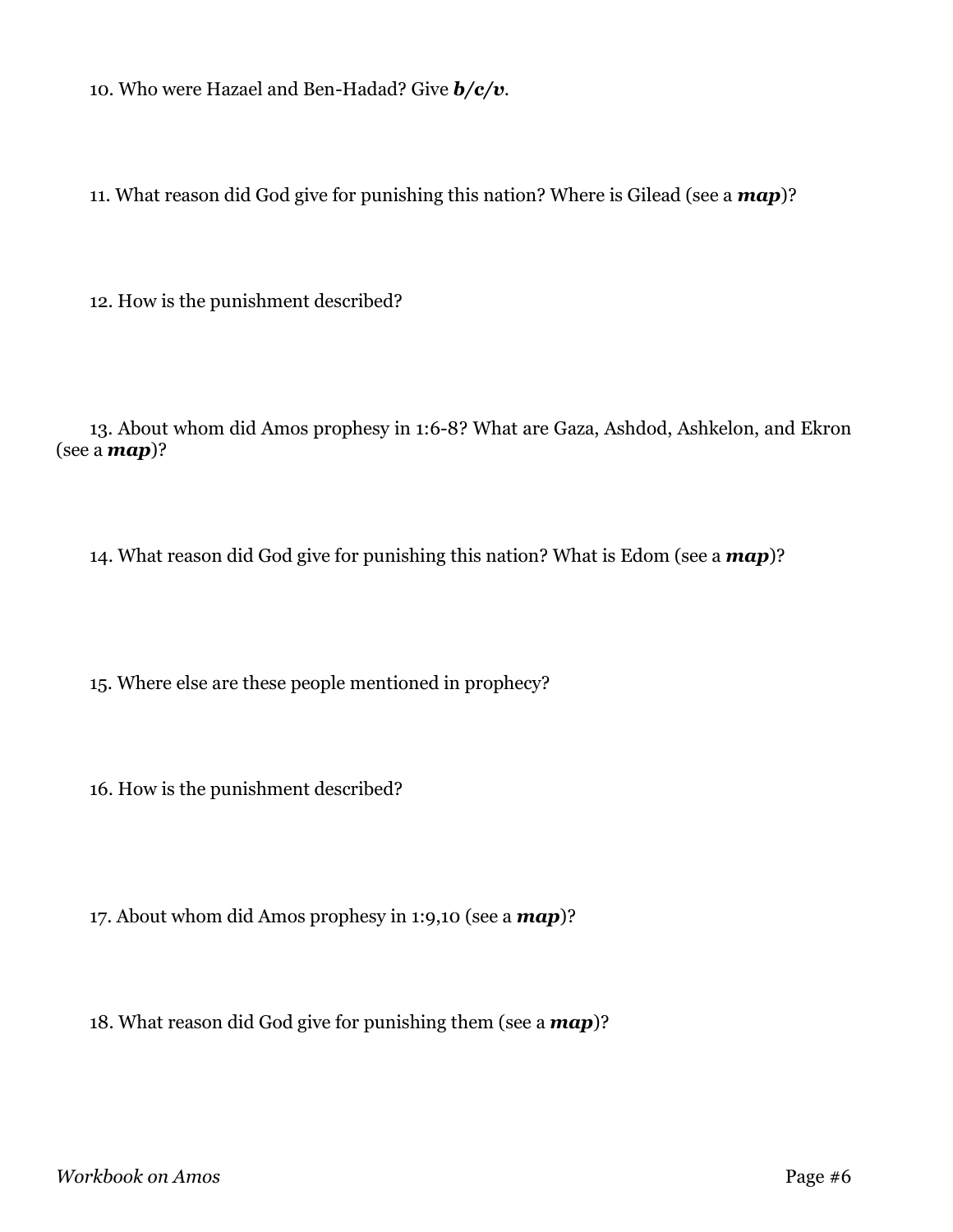10. Who were Hazael and Ben-Hadad? Give ***b/c/v***.

11. What reason did God give for punishing this nation? Where is Gilead (see a ***map***)?

12. How is the punishment described?

13. About whom did Amos prophesy in 1:6-8? What are Gaza, Ashdod, Ashkelon, and Ekron (see a ***map***)?

14. What reason did God give for punishing this nation? What is Edom (see a ***map***)?

15. Where else are these people mentioned in prophecy?

16. How is the punishment described?

17. About whom did Amos prophesy in 1:9,10 (see a ***map***)?

18. What reason did God give for punishing them (see a ***map***)?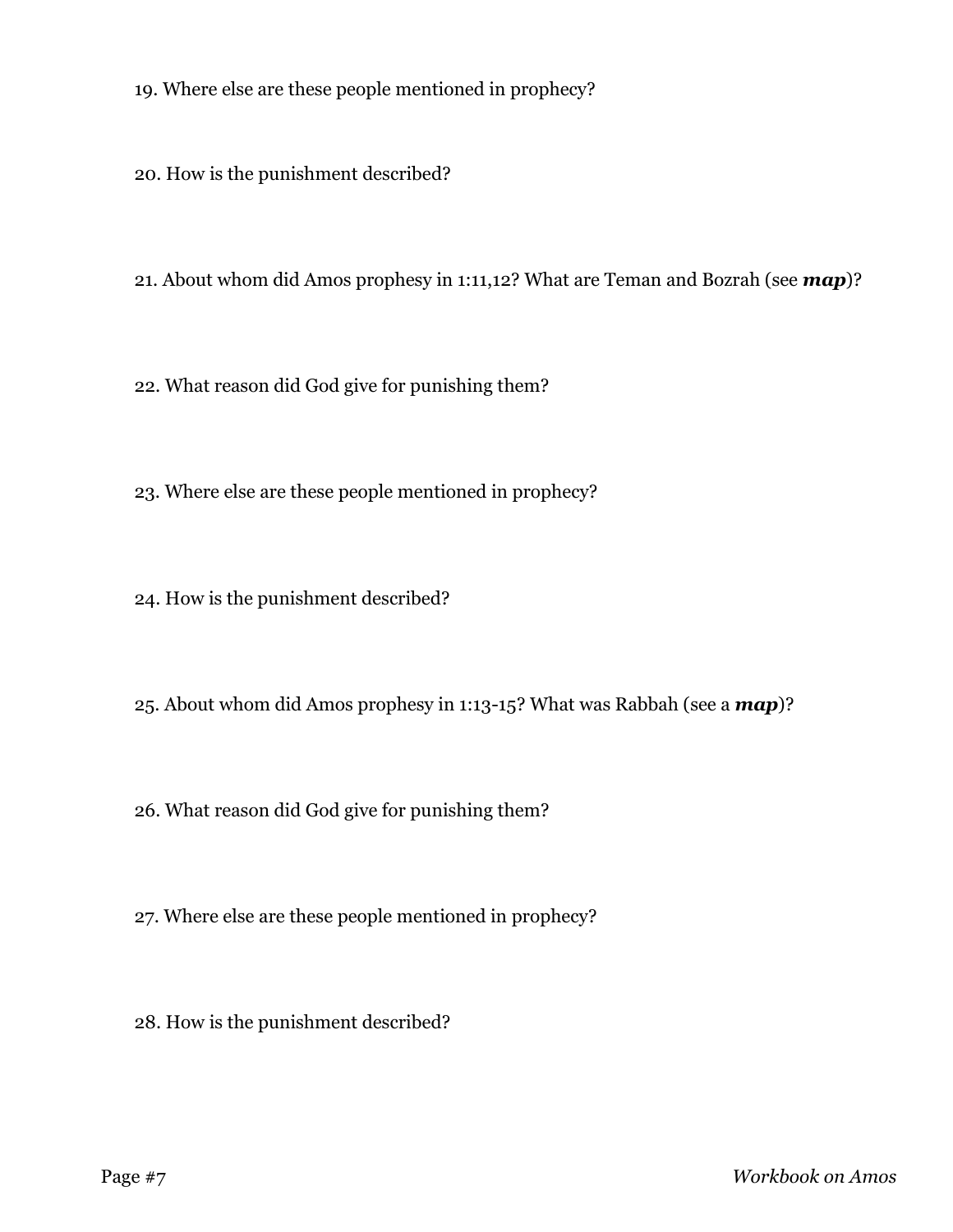19. Where else are these people mentioned in prophecy?

20. How is the punishment described?

21. About whom did Amos prophesy in 1:11,12? What are Teman and Bozrah (see ***map***)?

22. What reason did God give for punishing them?

23. Where else are these people mentioned in prophecy?

24. How is the punishment described?

25. About whom did Amos prophesy in 1:13-15? What was Rabbah (see a ***map***)?

26. What reason did God give for punishing them?

27. Where else are these people mentioned in prophecy?

28. How is the punishment described?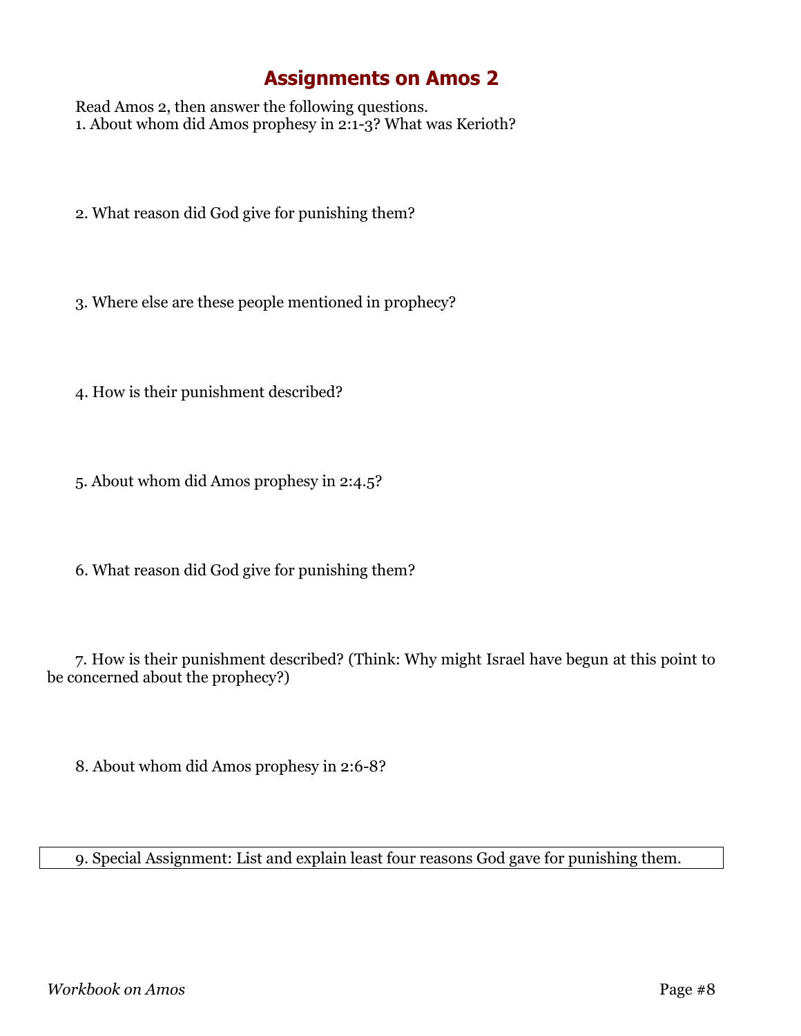# Assignments on Amos 2

Read Amos 2, then answer the following questions.

1. About whom did Amos prophesy in 2:1-3? What was Kerioth?

2. What reason did God give for punishing them?

3. Where else are these people mentioned in prophecy?

4. How is their punishment described?

5. About whom did Amos prophesy in 2:4.5?

6. What reason did God give for punishing them?

7. How is their punishment described? (Think: Why might Israel have begun at this point to be concerned about the prophecy?)

8. About whom did Amos prophesy in 2:6-8?

9. Special Assignment: List and explain least four reasons God gave for punishing them.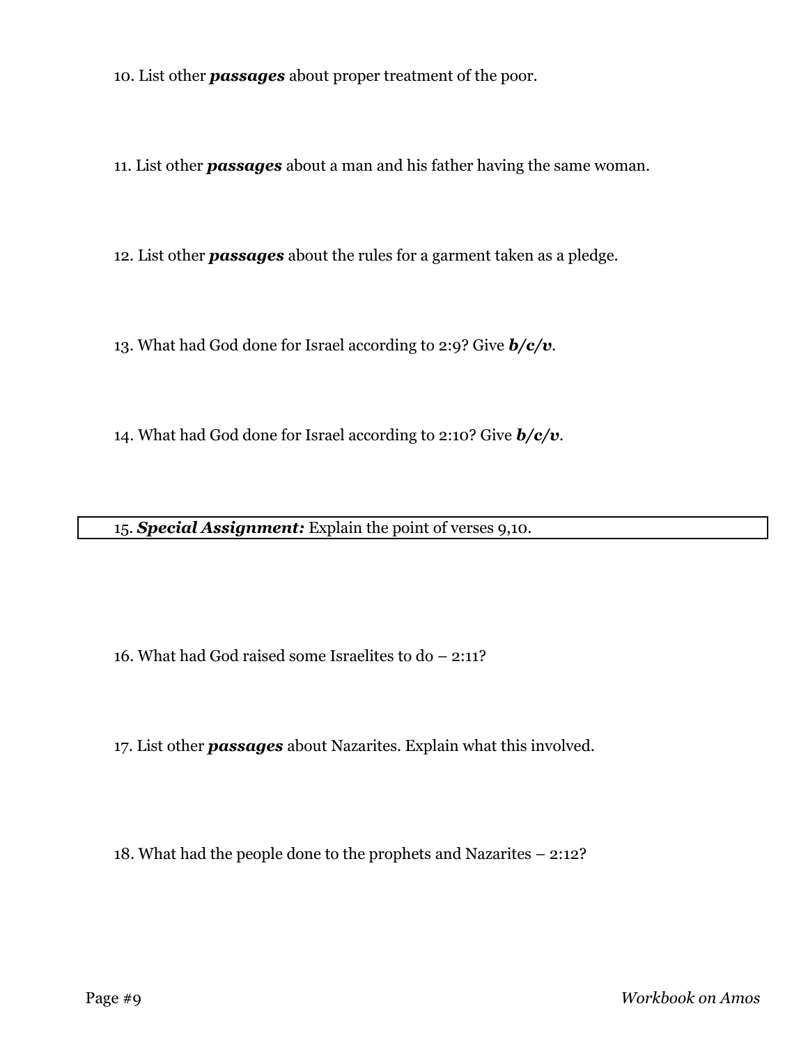10. List other ***passages*** about proper treatment of the poor.

11. List other ***passages*** about a man and his father having the same woman.

12. List other ***passages*** about the rules for a garment taken as a pledge.

13. What had God done for Israel according to 2:9? Give ***b/c/v***.

14. What had God done for Israel according to 2:10? Give ***b/c/v***.

15. ***Special Assignment:*** Explain the point of verses 9,10.

16. What had God raised some Israelites to do – 2:11?

17. List other ***passages*** about Nazarites. Explain what this involved.

18. What had the people done to the prophets and Nazarites – 2:12?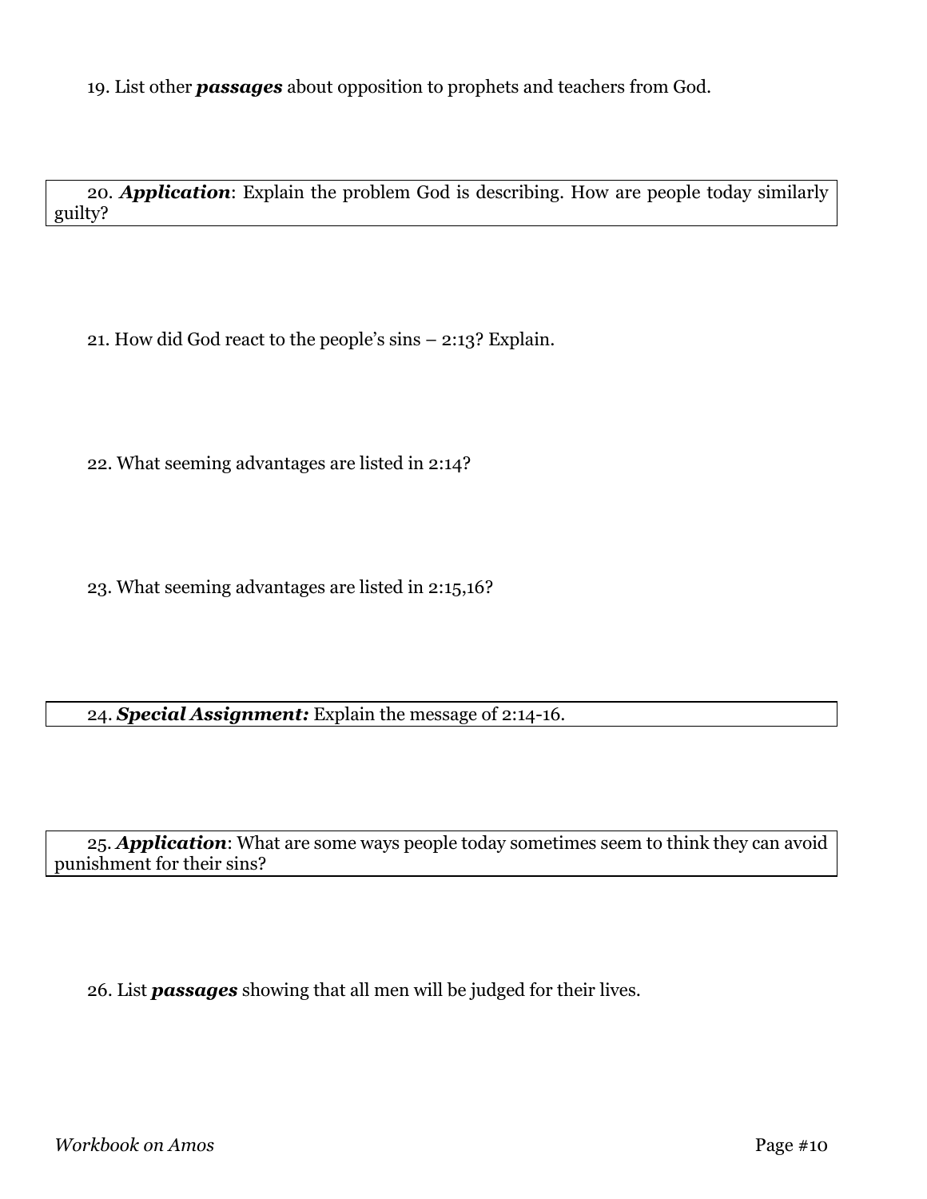19. List other ***passages*** about opposition to prophets and teachers from God.

20. ***Application***: Explain the problem God is describing. How are people today similarly guilty?

21. How did God react to the people's sins – 2:13? Explain.

22. What seeming advantages are listed in 2:14?

23. What seeming advantages are listed in 2:15,16?

24. ***Special Assignment:*** Explain the message of 2:14-16.

25. ***Application***: What are some ways people today sometimes seem to think they can avoid punishment for their sins?

26. List ***passages*** showing that all men will be judged for their lives.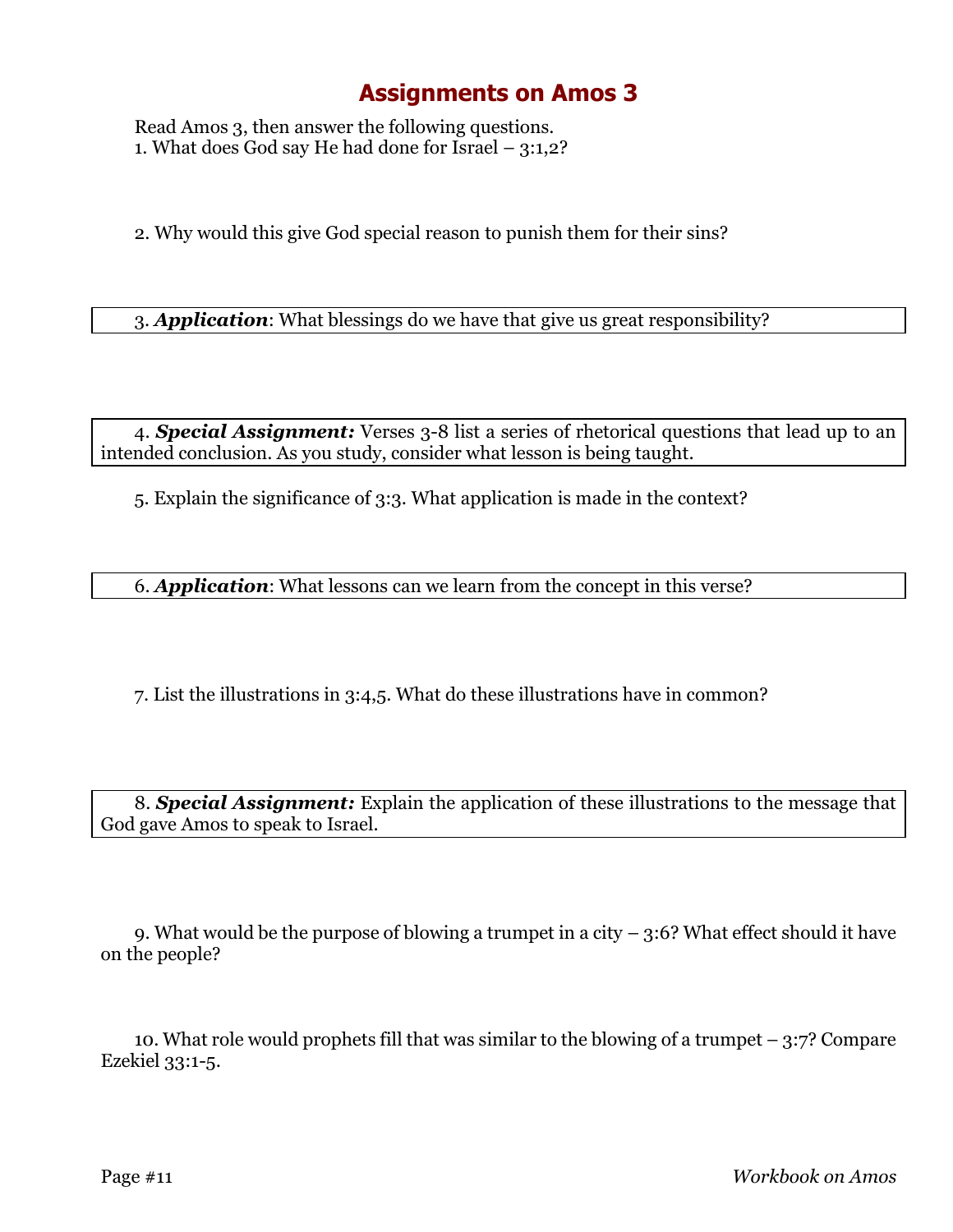# Assignments on Amos 3

Read Amos 3, then answer the following questions.

1. What does God say He had done for Israel – 3:1,2?

2. Why would this give God special reason to punish them for their sins?

3. ***Application***: What blessings do we have that give us great responsibility?

4. ***Special Assignment:*** Verses 3-8 list a series of rhetorical questions that lead up to an intended conclusion. As you study, consider what lesson is being taught.

5. Explain the significance of 3:3. What application is made in the context?

6. ***Application***: What lessons can we learn from the concept in this verse?

7. List the illustrations in 3:4,5. What do these illustrations have in common?

8. ***Special Assignment:*** Explain the application of these illustrations to the message that God gave Amos to speak to Israel.

9. What would be the purpose of blowing a trumpet in a city – 3:6? What effect should it have on the people?

10. What role would prophets fill that was similar to the blowing of a trumpet – 3:7? Compare Ezekiel 33:1-5.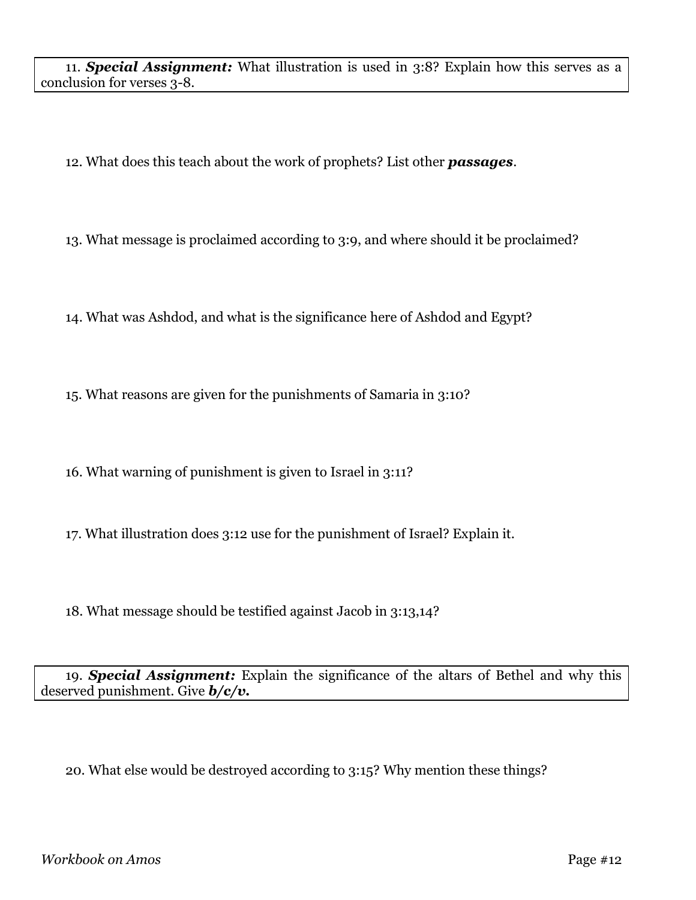11. ***Special Assignment:*** What illustration is used in 3:8? Explain how this serves as a conclusion for verses 3-8.

12. What does this teach about the work of prophets? List other ***passages***.

13. What message is proclaimed according to 3:9, and where should it be proclaimed?

14. What was Ashdod, and what is the significance here of Ashdod and Egypt?

15. What reasons are given for the punishments of Samaria in 3:10?

16. What warning of punishment is given to Israel in 3:11?

17. What illustration does 3:12 use for the punishment of Israel? Explain it.

18. What message should be testified against Jacob in 3:13,14?

19. ***Special Assignment:*** Explain the significance of the altars of Bethel and why this deserved punishment. Give ***b/c/v.***

20. What else would be destroyed according to 3:15? Why mention these things?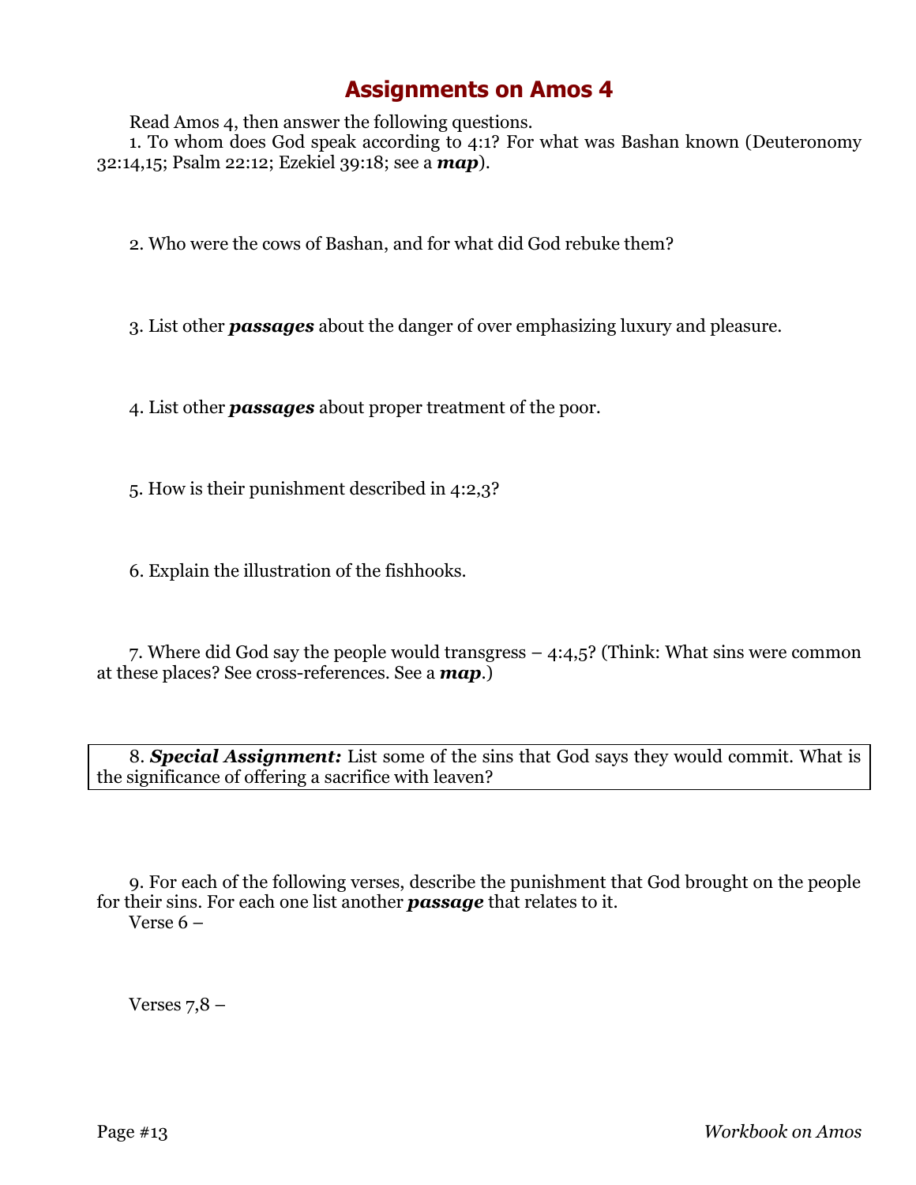# Assignments on Amos 4

Read Amos 4, then answer the following questions.

1. To whom does God speak according to 4:1? For what was Bashan known (Deuteronomy 32:14,15; Psalm 22:12; Ezekiel 39:18; see a ***map***).

2. Who were the cows of Bashan, and for what did God rebuke them?

3. List other ***passages*** about the danger of over emphasizing luxury and pleasure.

4. List other ***passages*** about proper treatment of the poor.

5. How is their punishment described in 4:2,3?

6. Explain the illustration of the fishhooks.

7. Where did God say the people would transgress – 4:4,5? (Think: What sins were common at these places? See cross-references. See a ***map***.)

8. ***Special Assignment:*** List some of the sins that God says they would commit. What is the significance of offering a sacrifice with leaven?

9. For each of the following verses, describe the punishment that God brought on the people for their sins. For each one list another ***passage*** that relates to it.

Verse 6 –

Verses 7,8 –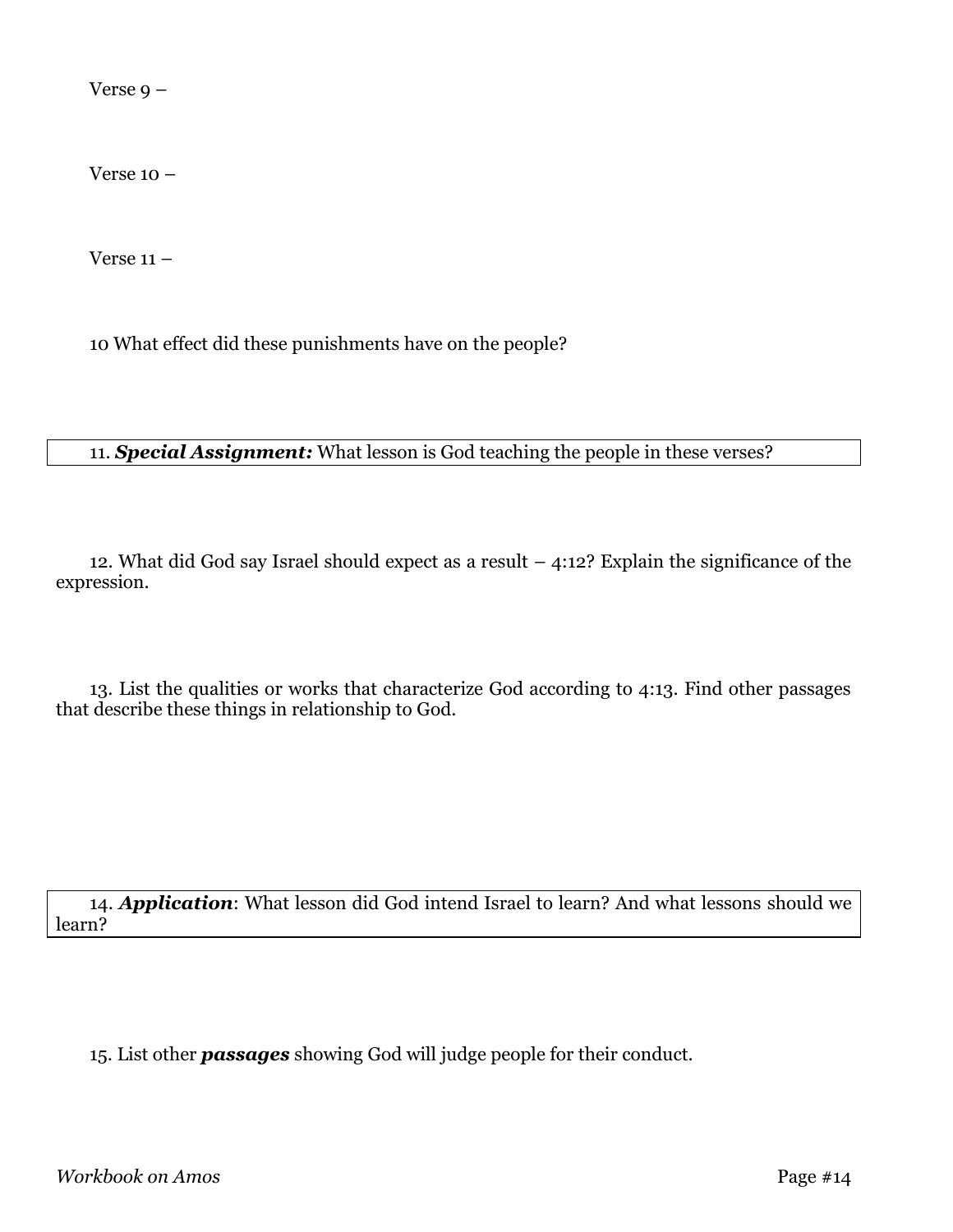Verse 9 –

Verse 10 –

Verse 11 –

10 What effect did these punishments have on the people?

11. ***Special Assignment:*** What lesson is God teaching the people in these verses?

12. What did God say Israel should expect as a result – 4:12? Explain the significance of the expression.

13. List the qualities or works that characterize God according to 4:13. Find other passages that describe these things in relationship to God.

14. ***Application***: What lesson did God intend Israel to learn? And what lessons should we learn?

15. List other ***passages*** showing God will judge people for their conduct.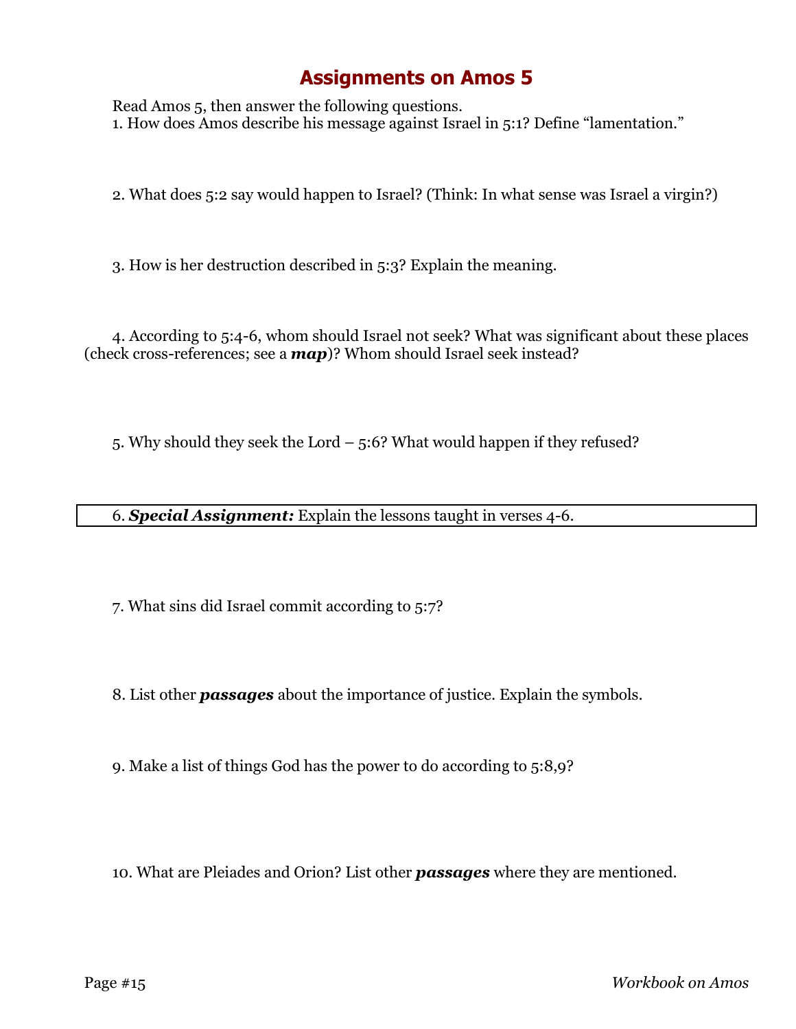## Assignments on Amos 5

Read Amos 5, then answer the following questions.

1. How does Amos describe his message against Israel in 5:1? Define "lamentation."

2. What does 5:2 say would happen to Israel? (Think: In what sense was Israel a virgin?)

3. How is her destruction described in 5:3? Explain the meaning.

4. According to 5:4-6, whom should Israel not seek? What was significant about these places (check cross-references; see a ***map***)? Whom should Israel seek instead?

5. Why should they seek the Lord – 5:6? What would happen if they refused?

6. ***Special Assignment:*** Explain the lessons taught in verses 4-6.

7. What sins did Israel commit according to 5:7?

8. List other ***passages*** about the importance of justice. Explain the symbols.

9. Make a list of things God has the power to do according to 5:8,9?

10. What are Pleiades and Orion? List other ***passages*** where they are mentioned.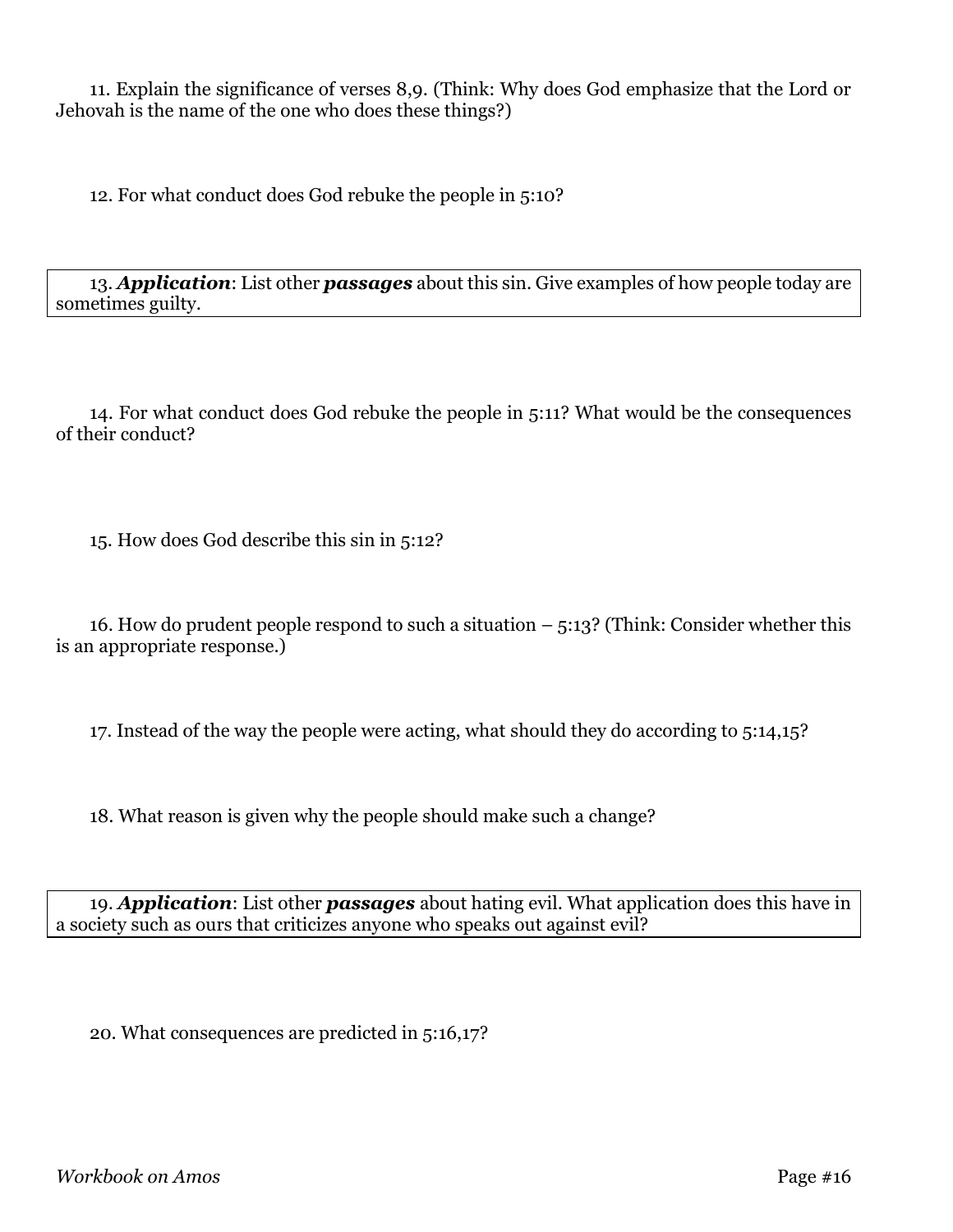11. Explain the significance of verses 8,9. (Think: Why does God emphasize that the Lord or Jehovah is the name of the one who does these things?)

12. For what conduct does God rebuke the people in 5:10?

13. ***Application***: List other ***passages*** about this sin. Give examples of how people today are sometimes guilty.

14. For what conduct does God rebuke the people in 5:11? What would be the consequences of their conduct?

15. How does God describe this sin in 5:12?

16. How do prudent people respond to such a situation – 5:13? (Think: Consider whether this is an appropriate response.)

17. Instead of the way the people were acting, what should they do according to 5:14,15?

18. What reason is given why the people should make such a change?

19. ***Application***: List other ***passages*** about hating evil. What application does this have in a society such as ours that criticizes anyone who speaks out against evil?

20. What consequences are predicted in 5:16,17?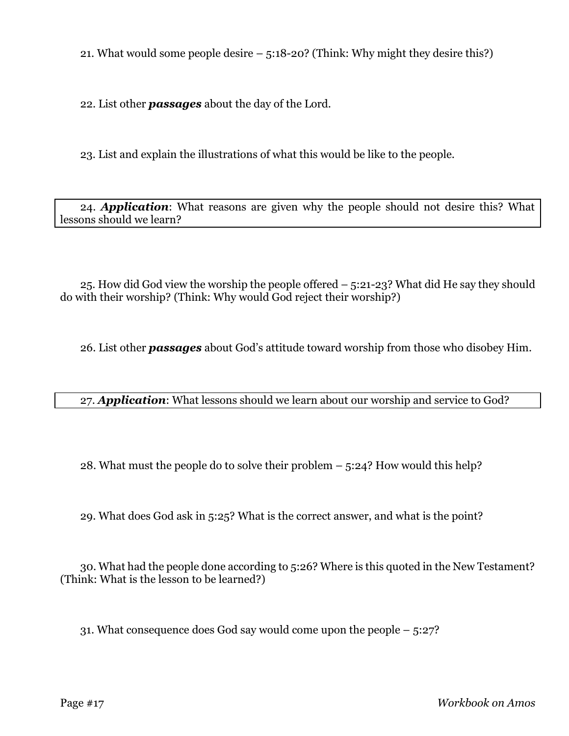21. What would some people desire – 5:18-20? (Think: Why might they desire this?)

22. List other ***passages*** about the day of the Lord.

23. List and explain the illustrations of what this would be like to the people.

24. ***Application***: What reasons are given why the people should not desire this? What lessons should we learn?

25. How did God view the worship the people offered – 5:21-23? What did He say they should do with their worship? (Think: Why would God reject their worship?)

26. List other ***passages*** about God's attitude toward worship from those who disobey Him.

27. ***Application***: What lessons should we learn about our worship and service to God?

28. What must the people do to solve their problem – 5:24? How would this help?

29. What does God ask in 5:25? What is the correct answer, and what is the point?

30. What had the people done according to 5:26? Where is this quoted in the New Testament? (Think: What is the lesson to be learned?)

31. What consequence does God say would come upon the people – 5:27?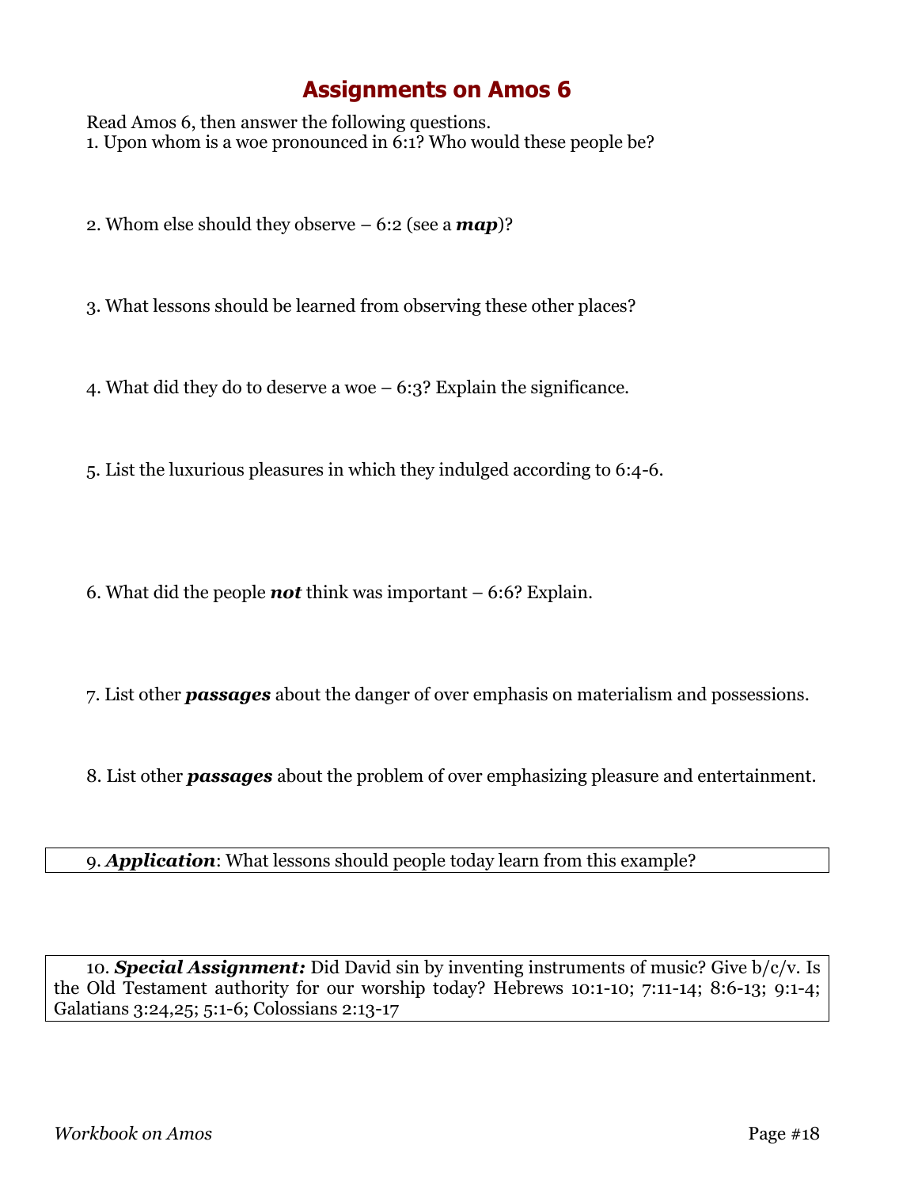# Assignments on Amos 6

Read Amos 6, then answer the following questions.

1. Upon whom is a woe pronounced in 6:1? Who would these people be?

2. Whom else should they observe – 6:2 (see a ***map***)?

3. What lessons should be learned from observing these other places?

4. What did they do to deserve a woe – 6:3? Explain the significance.

5. List the luxurious pleasures in which they indulged according to 6:4-6.

6. What did the people ***not*** think was important – 6:6? Explain.

7. List other ***passages*** about the danger of over emphasis on materialism and possessions.

8. List other ***passages*** about the problem of over emphasizing pleasure and entertainment.

9. ***Application***: What lessons should people today learn from this example?

10. ***Special Assignment:*** Did David sin by inventing instruments of music? Give b/c/v. Is the Old Testament authority for our worship today? Hebrews 10:1-10; 7:11-14; 8:6-13; 9:1-4; Galatians 3:24,25; 5:1-6; Colossians 2:13-17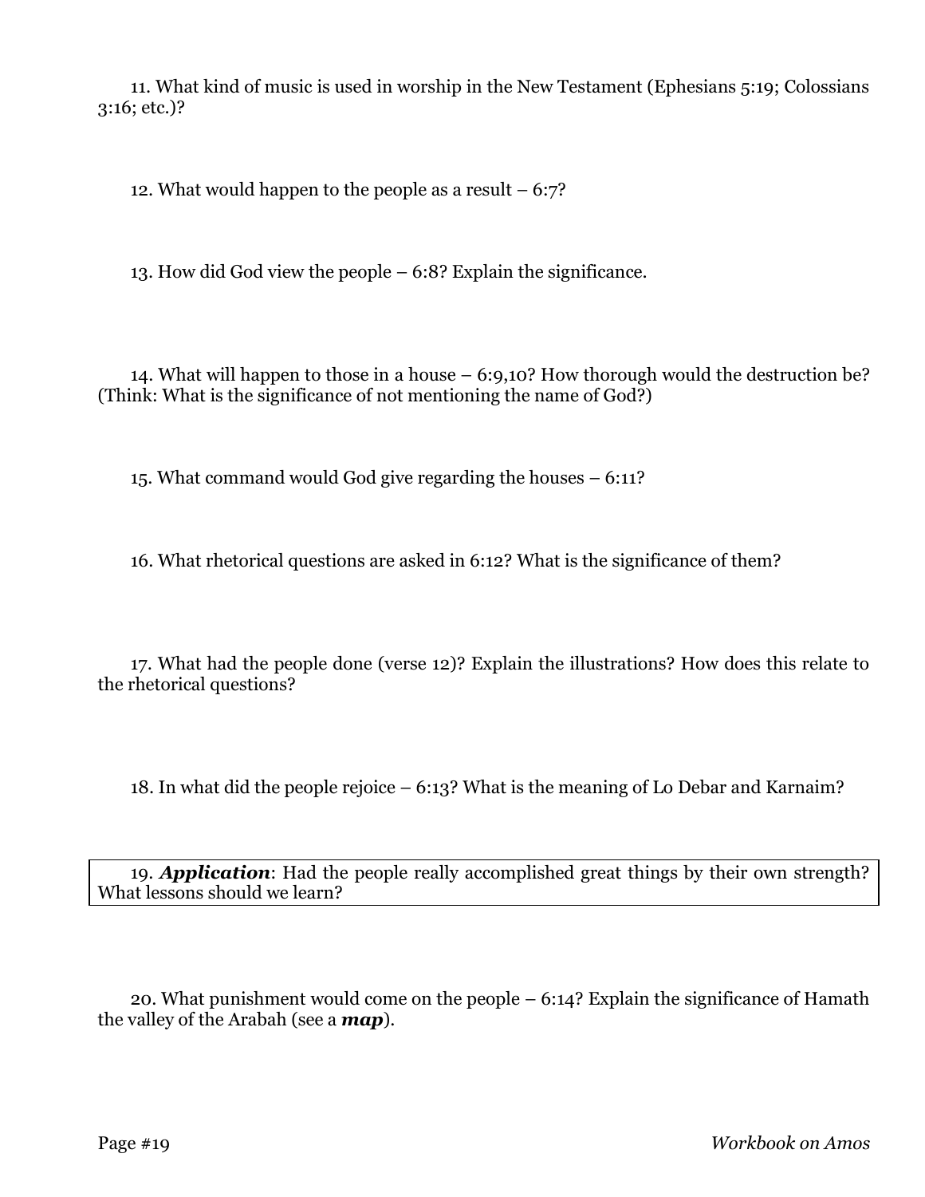11. What kind of music is used in worship in the New Testament (Ephesians 5:19; Colossians 3:16; etc.)?

12. What would happen to the people as a result – 6:7?

13. How did God view the people – 6:8? Explain the significance.

14. What will happen to those in a house – 6:9,10? How thorough would the destruction be? (Think: What is the significance of not mentioning the name of God?)

15. What command would God give regarding the houses – 6:11?

16. What rhetorical questions are asked in 6:12? What is the significance of them?

17. What had the people done (verse 12)? Explain the illustrations? How does this relate to the rhetorical questions?

18. In what did the people rejoice – 6:13? What is the meaning of Lo Debar and Karnaim?

19. ***Application***: Had the people really accomplished great things by their own strength? What lessons should we learn?

20. What punishment would come on the people – 6:14? Explain the significance of Hamath the valley of the Arabah (see a ***map***).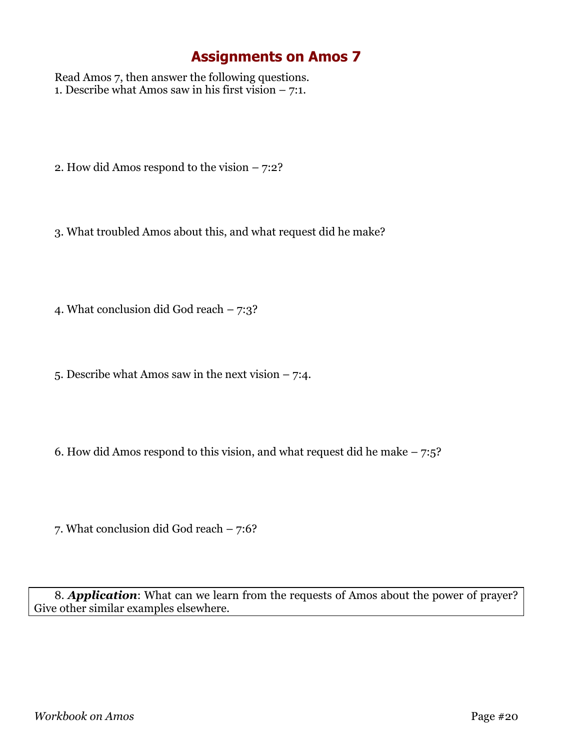# Assignments on Amos 7

Read Amos 7, then answer the following questions.

1. Describe what Amos saw in his first vision – 7:1.

2. How did Amos respond to the vision – 7:2?

3. What troubled Amos about this, and what request did he make?

4. What conclusion did God reach – 7:3?

5. Describe what Amos saw in the next vision – 7:4.

6. How did Amos respond to this vision, and what request did he make – 7:5?

7. What conclusion did God reach – 7:6?

8. ***Application***: What can we learn from the requests of Amos about the power of prayer? Give other similar examples elsewhere.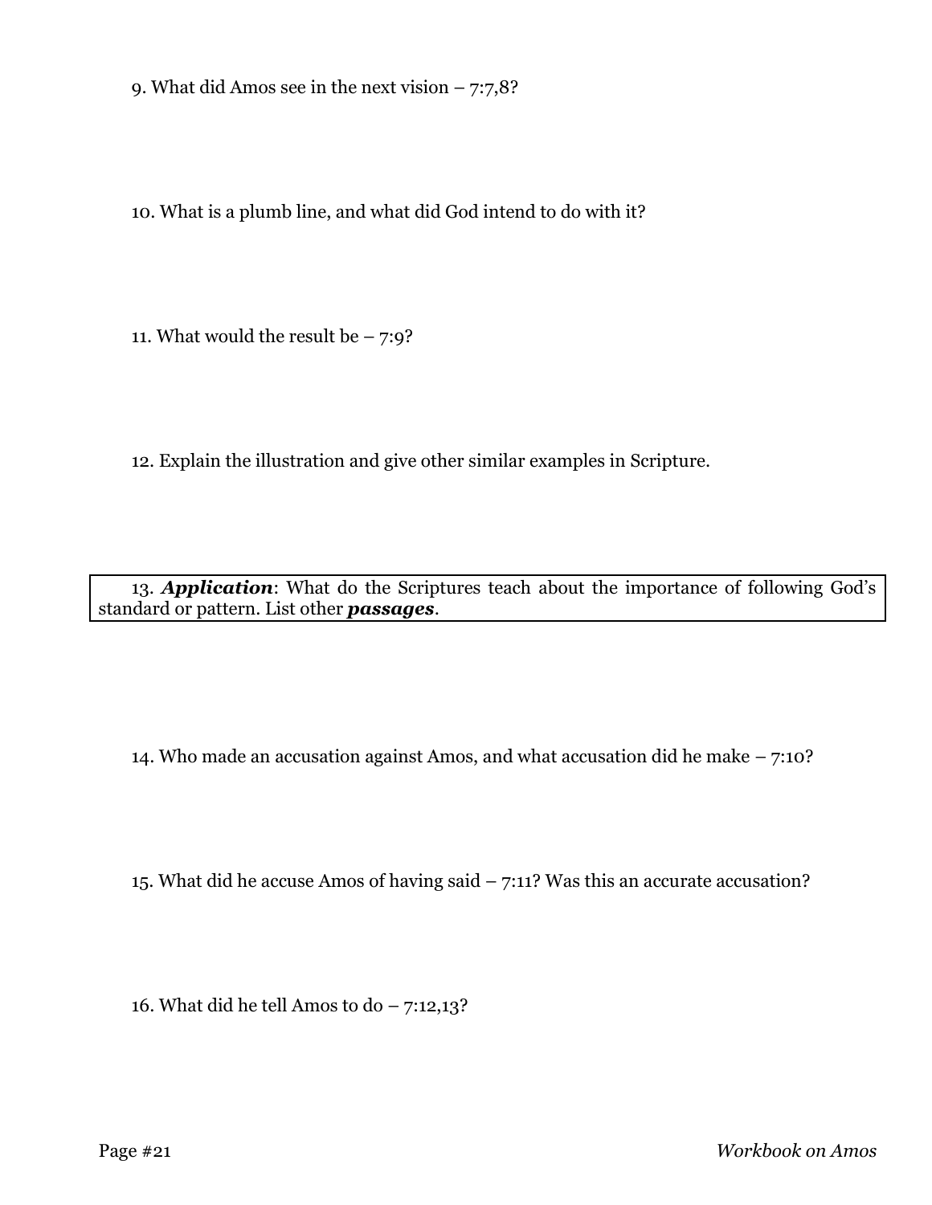9. What did Amos see in the next vision – 7:7,8?

10. What is a plumb line, and what did God intend to do with it?

11. What would the result be – 7:9?

12. Explain the illustration and give other similar examples in Scripture.

13. ***Application***: What do the Scriptures teach about the importance of following God's standard or pattern. List other ***passages***.

14. Who made an accusation against Amos, and what accusation did he make – 7:10?

15. What did he accuse Amos of having said – 7:11? Was this an accurate accusation?

16. What did he tell Amos to do – 7:12,13?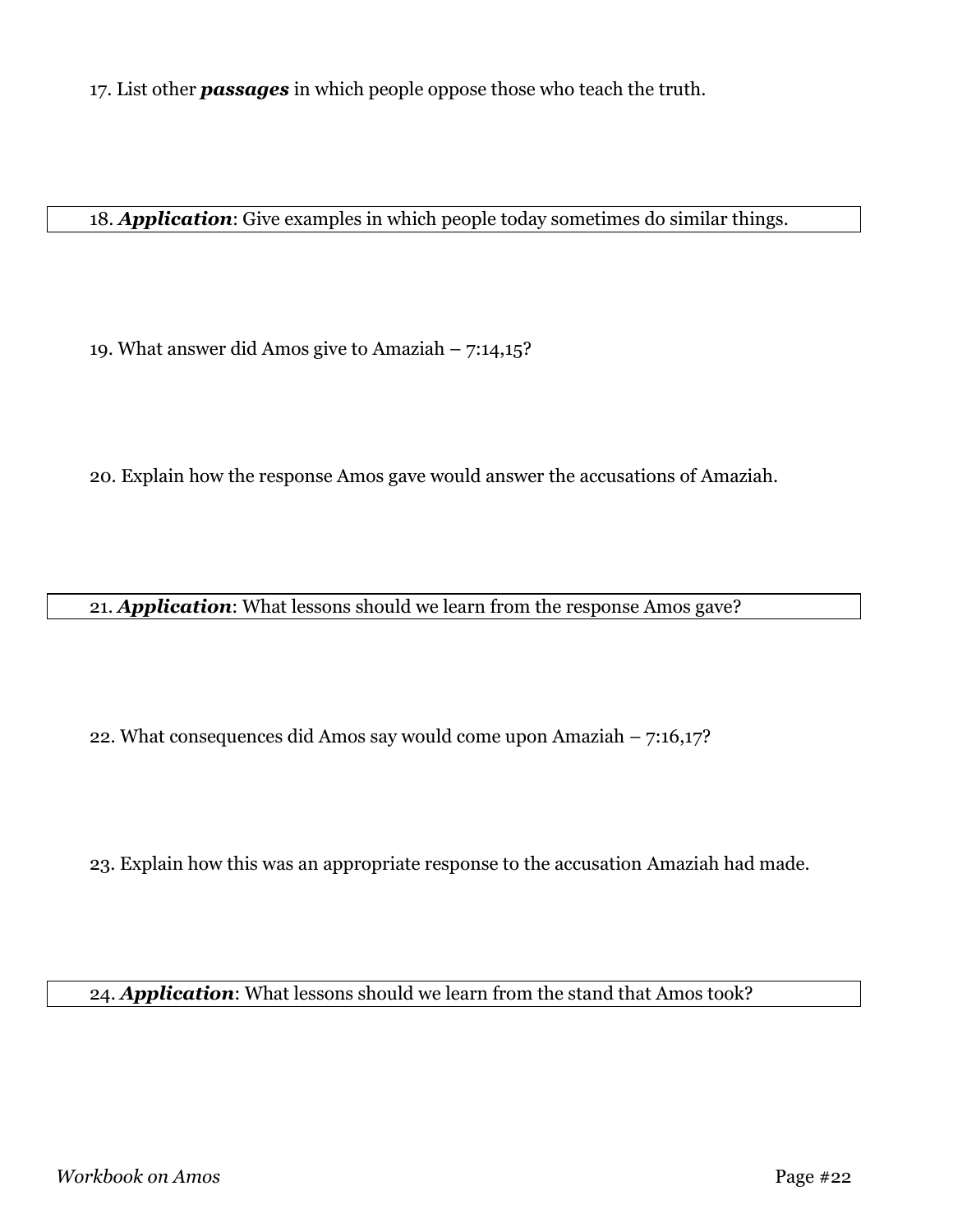17. List other ***passages*** in which people oppose those who teach the truth.

18. ***Application***: Give examples in which people today sometimes do similar things.

19. What answer did Amos give to Amaziah – 7:14,15?

20. Explain how the response Amos gave would answer the accusations of Amaziah.

21. ***Application***: What lessons should we learn from the response Amos gave?

22. What consequences did Amos say would come upon Amaziah – 7:16,17?

23. Explain how this was an appropriate response to the accusation Amaziah had made.

24. ***Application***: What lessons should we learn from the stand that Amos took?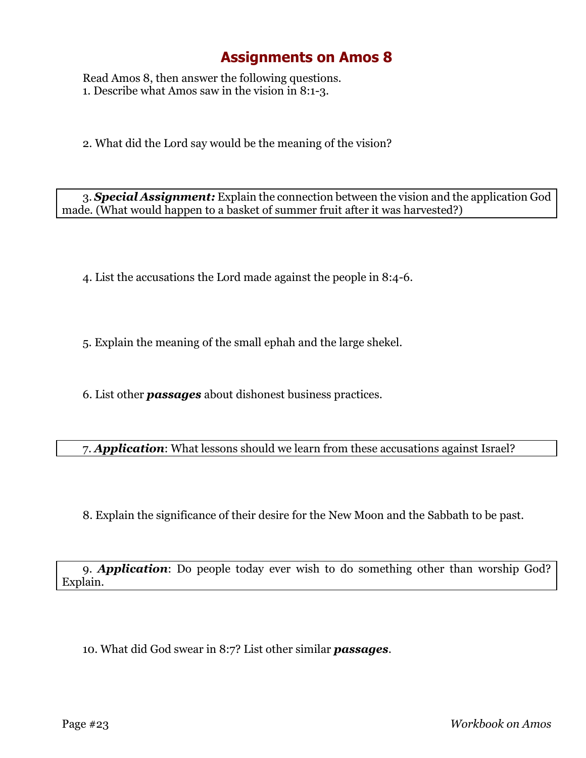# Assignments on Amos 8

Read Amos 8, then answer the following questions.

1. Describe what Amos saw in the vision in 8:1-3.

2. What did the Lord say would be the meaning of the vision?

3. ***Special Assignment:*** Explain the connection between the vision and the application God made. (What would happen to a basket of summer fruit after it was harvested?)

4. List the accusations the Lord made against the people in 8:4-6.

5. Explain the meaning of the small ephah and the large shekel.

6. List other ***passages*** about dishonest business practices.

7. ***Application***: What lessons should we learn from these accusations against Israel?

8. Explain the significance of their desire for the New Moon and the Sabbath to be past.

9. ***Application***: Do people today ever wish to do something other than worship God? Explain.

10. What did God swear in 8:7? List other similar ***passages***.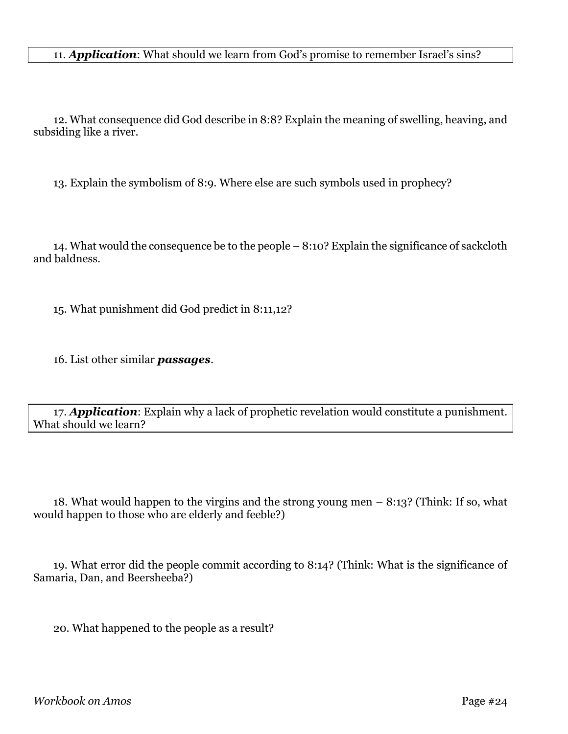11. ***Application***: What should we learn from God's promise to remember Israel's sins?

12. What consequence did God describe in 8:8? Explain the meaning of swelling, heaving, and subsiding like a river.

13. Explain the symbolism of 8:9. Where else are such symbols used in prophecy?

14. What would the consequence be to the people – 8:10? Explain the significance of sackcloth and baldness.

15. What punishment did God predict in 8:11,12?

16. List other similar ***passages***.

17. ***Application***: Explain why a lack of prophetic revelation would constitute a punishment. What should we learn?

18. What would happen to the virgins and the strong young men – 8:13? (Think: If so, what would happen to those who are elderly and feeble?)

19. What error did the people commit according to 8:14? (Think: What is the significance of Samaria, Dan, and Beersheeba?)

20. What happened to the people as a result?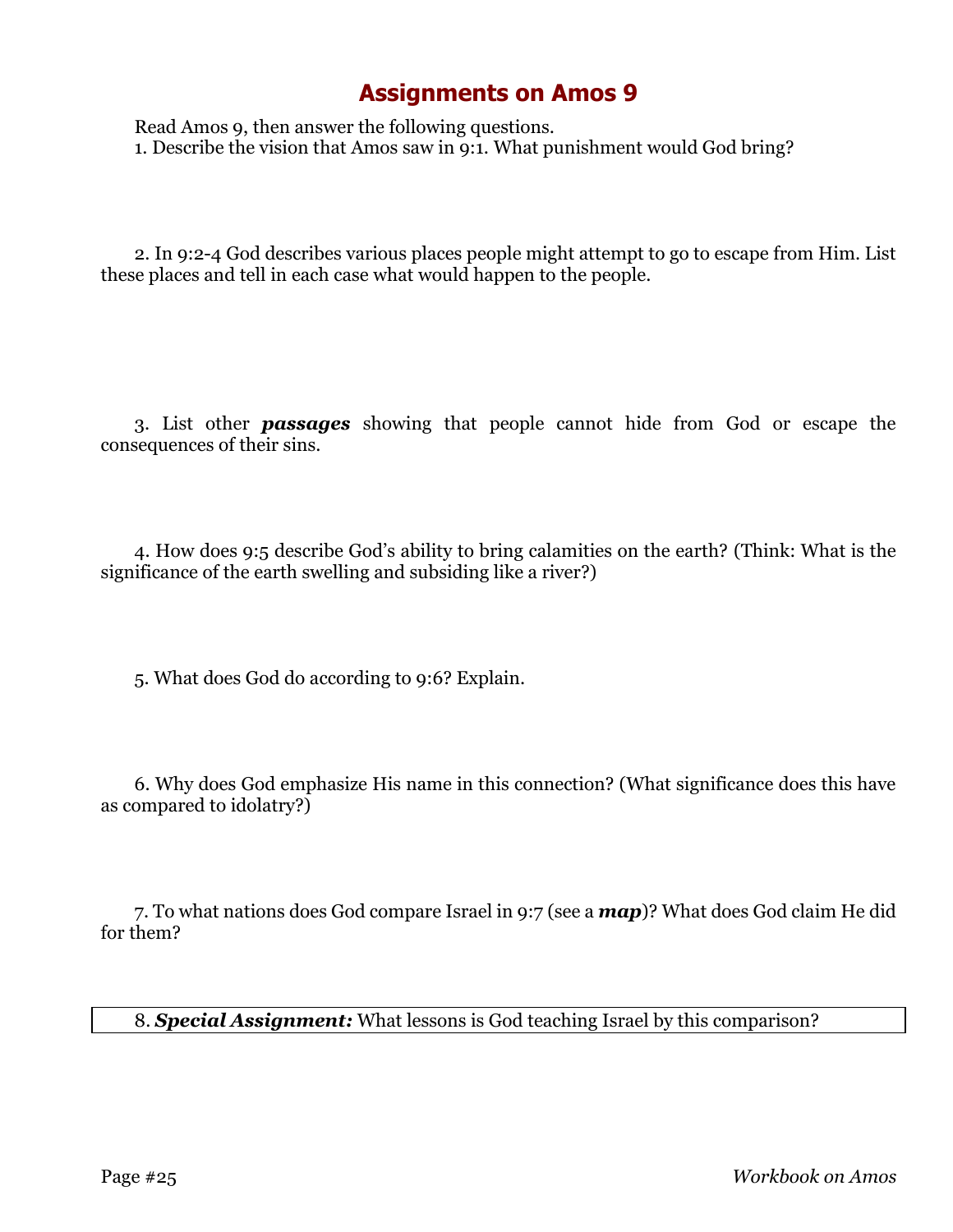# Assignments on Amos 9

Read Amos 9, then answer the following questions.

1. Describe the vision that Amos saw in 9:1. What punishment would God bring?

2. In 9:2-4 God describes various places people might attempt to go to escape from Him. List these places and tell in each case what would happen to the people.

3. List other ***passages*** showing that people cannot hide from God or escape the consequences of their sins.

4. How does 9:5 describe God's ability to bring calamities on the earth? (Think: What is the significance of the earth swelling and subsiding like a river?)

5. What does God do according to 9:6? Explain.

6. Why does God emphasize His name in this connection? (What significance does this have as compared to idolatry?)

7. To what nations does God compare Israel in 9:7 (see a ***map***)? What does God claim He did for them?

8. ***Special Assignment:*** What lessons is God teaching Israel by this comparison?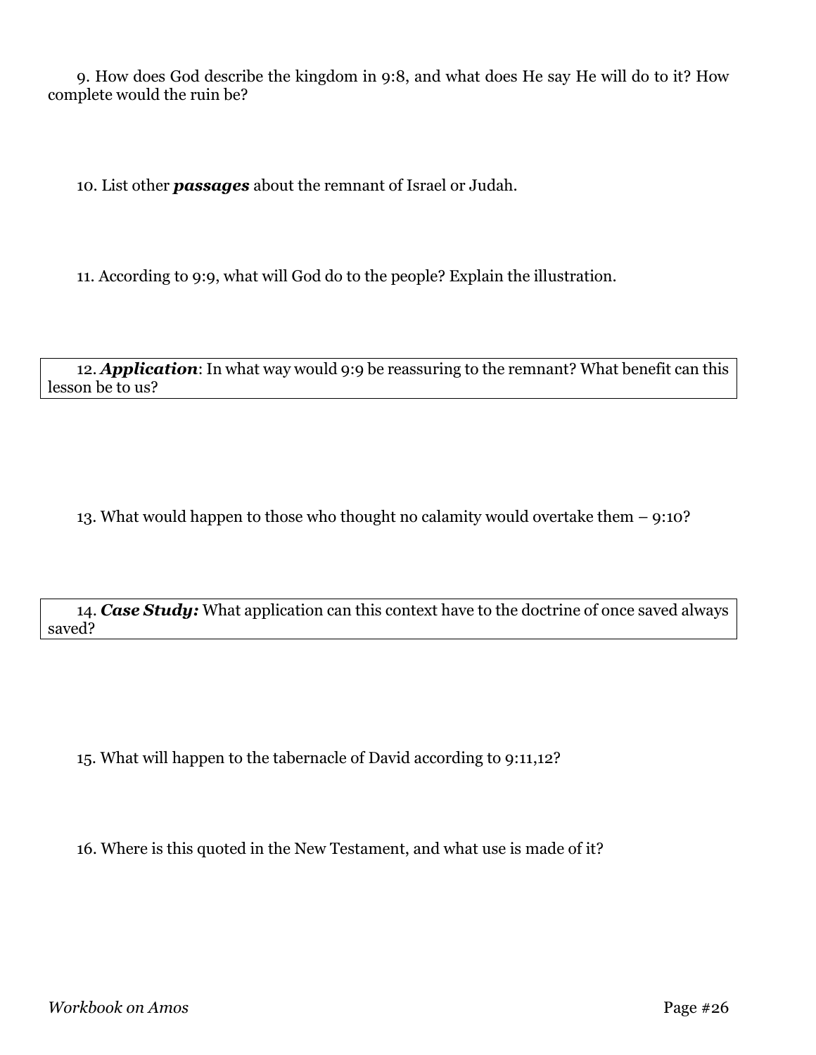9. How does God describe the kingdom in 9:8, and what does He say He will do to it? How complete would the ruin be?

10. List other ***passages*** about the remnant of Israel or Judah.

11. According to 9:9, what will God do to the people? Explain the illustration.

12. ***Application***: In what way would 9:9 be reassuring to the remnant? What benefit can this lesson be to us?

13. What would happen to those who thought no calamity would overtake them – 9:10?

14. ***Case Study:*** What application can this context have to the doctrine of once saved always saved?

15. What will happen to the tabernacle of David according to 9:11,12?

16. Where is this quoted in the New Testament, and what use is made of it?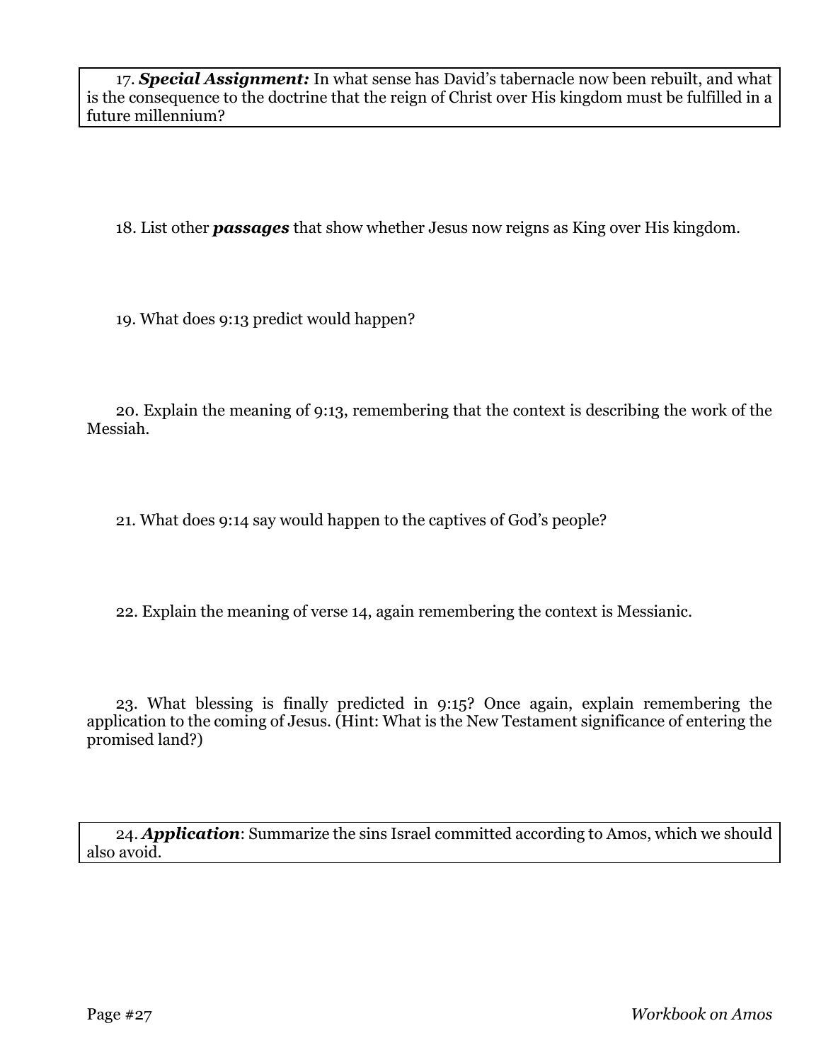17. ***Special Assignment:*** In what sense has David's tabernacle now been rebuilt, and what is the consequence to the doctrine that the reign of Christ over His kingdom must be fulfilled in a future millennium?

18. List other ***passages*** that show whether Jesus now reigns as King over His kingdom.

19. What does 9:13 predict would happen?

20. Explain the meaning of 9:13, remembering that the context is describing the work of the Messiah.

21. What does 9:14 say would happen to the captives of God's people?

22. Explain the meaning of verse 14, again remembering the context is Messianic.

23. What blessing is finally predicted in 9:15? Once again, explain remembering the application to the coming of Jesus. (Hint: What is the New Testament significance of entering the promised land?)

24. ***Application***: Summarize the sins Israel committed according to Amos, which we should also avoid.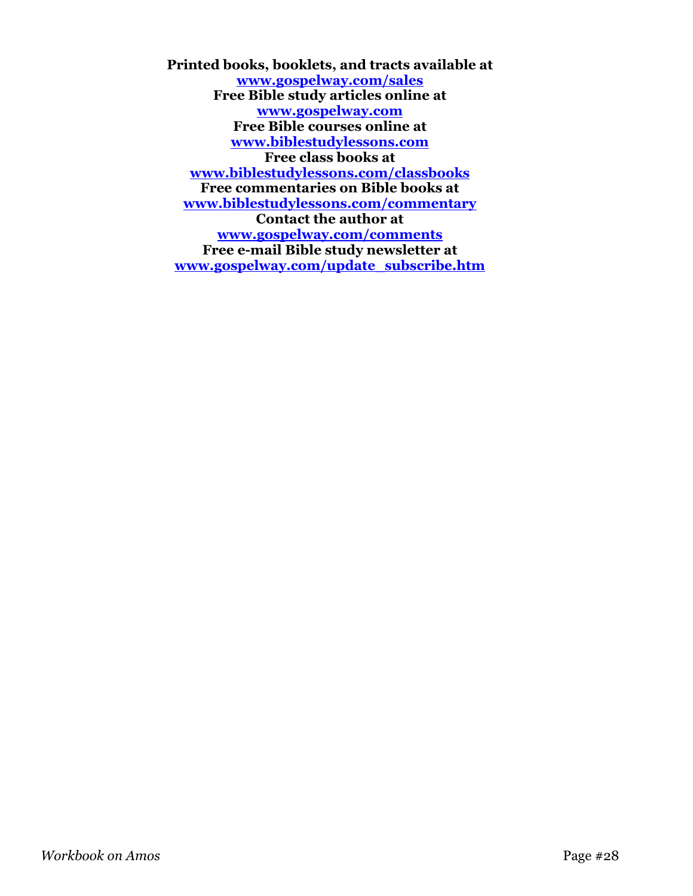**Printed books, booklets, and tracts available at**
**[www.gospelway.com/sales](http://www.gospelway.com/sales)**
**Free Bible study articles online at**
**[www.gospelway.com](http://www.gospelway.com)**
**Free Bible courses online at**
**[www.biblestudylessons.com](http://www.biblestudylessons.com)**
**Free class books at**
**[www.biblestudylessons.com/classbooks](http://www.biblestudylessons.com/classbooks)**
**Free commentaries on Bible books at**
**[www.biblestudylessons.com/commentary](http://www.biblestudylessons.com/commentary)**
**Contact the author at**
**[www.gospelway.com/comments](http://www.gospelway.com/comments)**
**Free e-mail Bible study newsletter at**
**[www.gospelway.com/update_subscribe.htm](http://www.gospelway.com/update_subscribe.htm)**